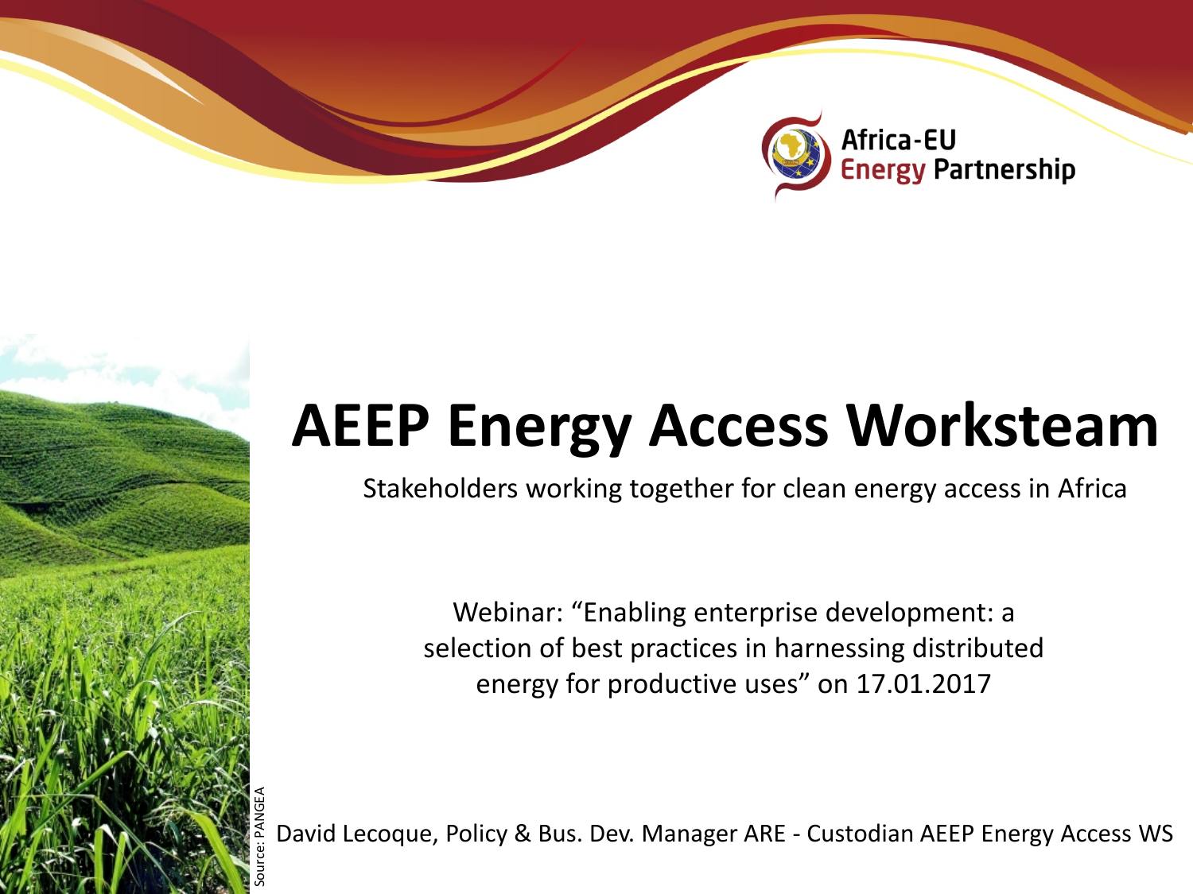Africa-EU Energy Partnership

# AEEP Energy Access Worksteam

Stakeholders working together for clean energy access in Africa

Webinar: “Enabling enterprise development: a selection of best practices in harnessing distributed energy for productive uses” on 17.01.2017

David Lecoque, Policy & Bus. Dev. Manager ARE - Custodian AEEP Energy Access WS

Source: PANGEA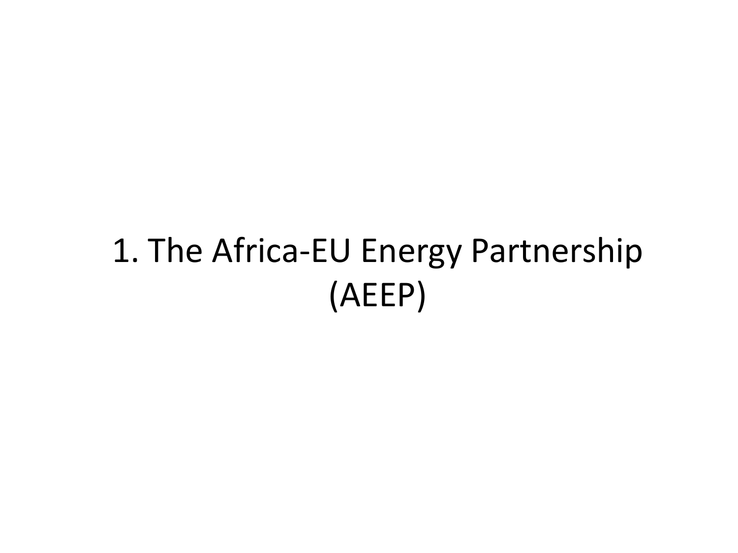# 1. The Africa-EU Energy Partnership (AEEP)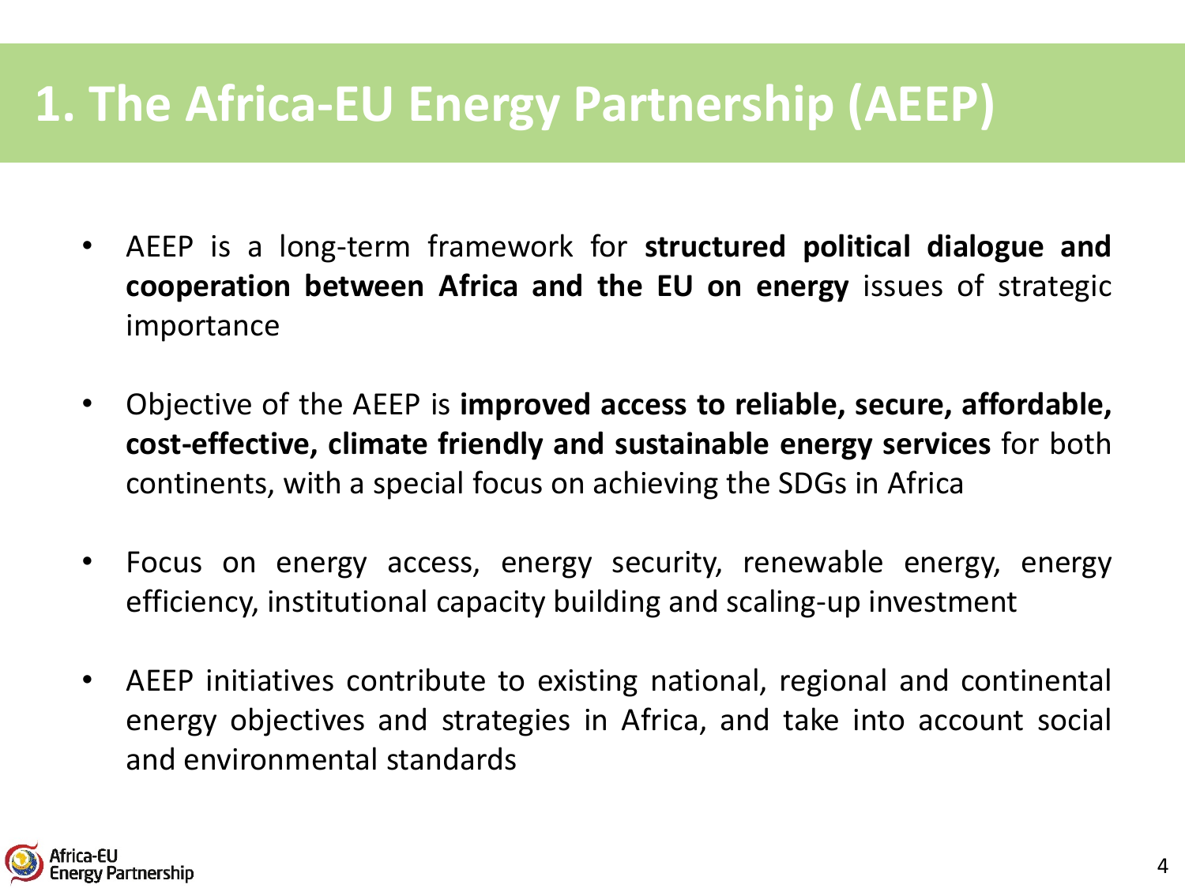# 1. The Africa-EU Energy Partnership (AEEP)

- AEEP is a long-term framework for **structured political dialogue and cooperation between Africa and the EU on energy** issues of strategic importance

- Objective of the AEEP is **improved access to reliable, secure, affordable, cost-effective, climate friendly and sustainable energy services** for both continents, with a special focus on achieving the SDGs in Africa

- Focus on energy access, energy security, renewable energy, energy efficiency, institutional capacity building and scaling-up investment

- AEEP initiatives contribute to existing national, regional and continental energy objectives and strategies in Africa, and take into account social and environmental standards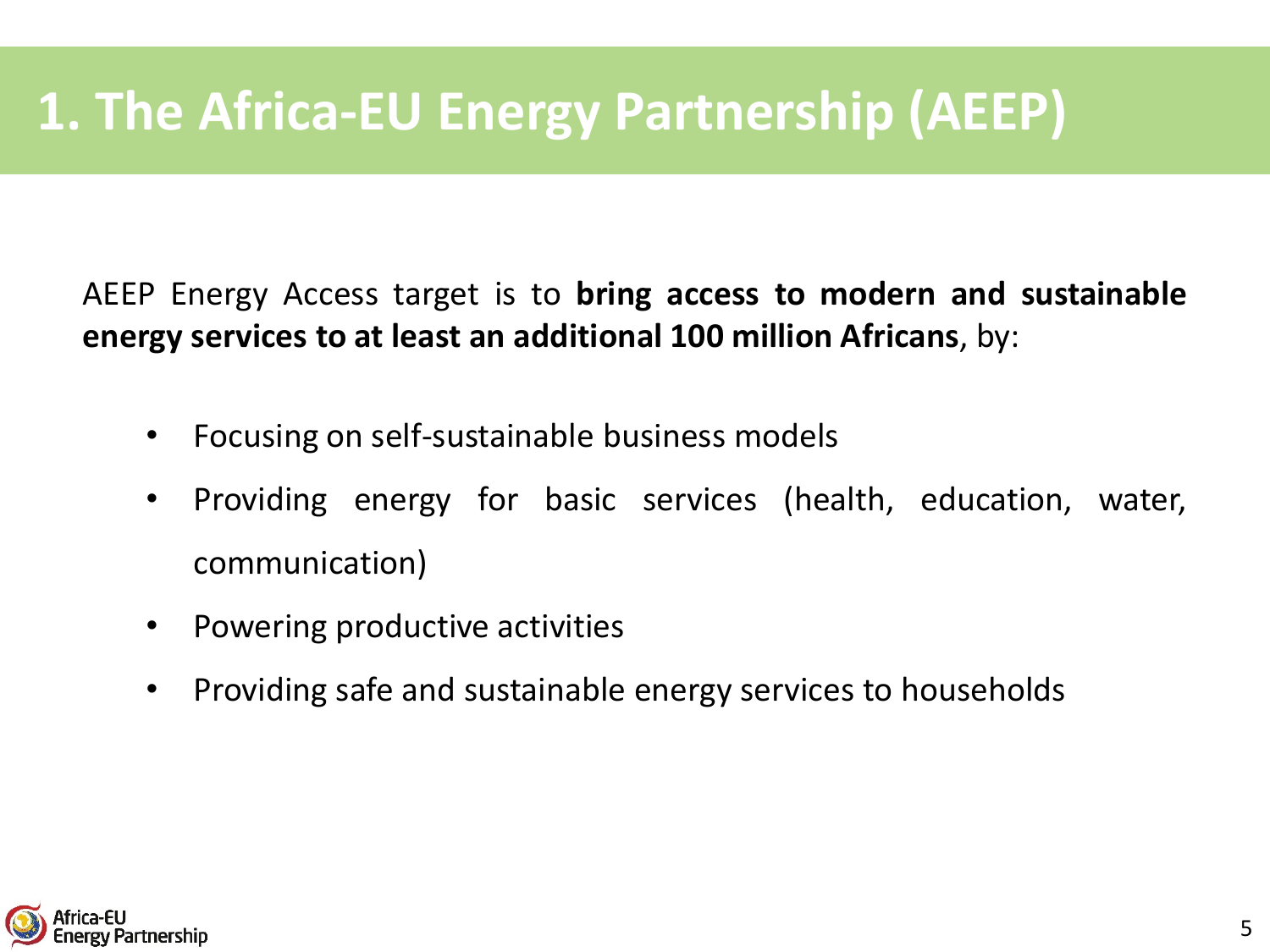# 1. The Africa-EU Energy Partnership (AEEP)

AEEP Energy Access target is to **bring access to modern and sustainable energy services to at least an additional 100 million Africans**, by:

- Focusing on self-sustainable business models
- Providing energy for basic services (health, education, water, communication)
- Powering productive activities
- Providing safe and sustainable energy services to households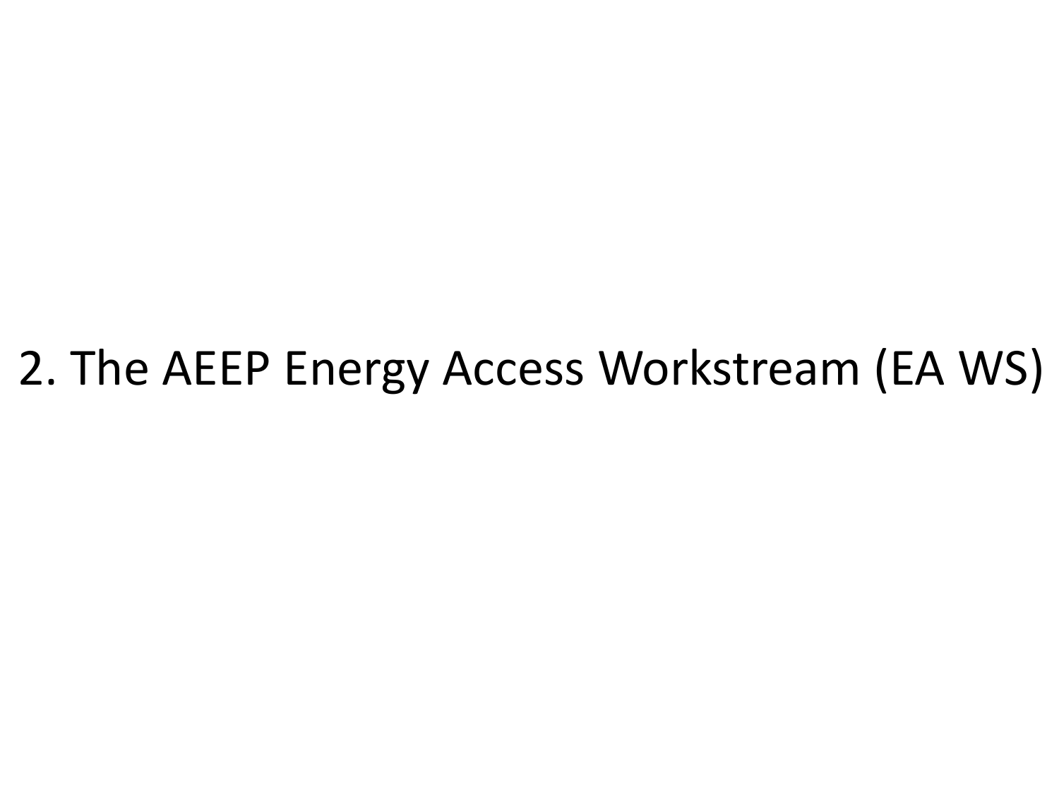# 2. The AEEP Energy Access Workstream (EA WS)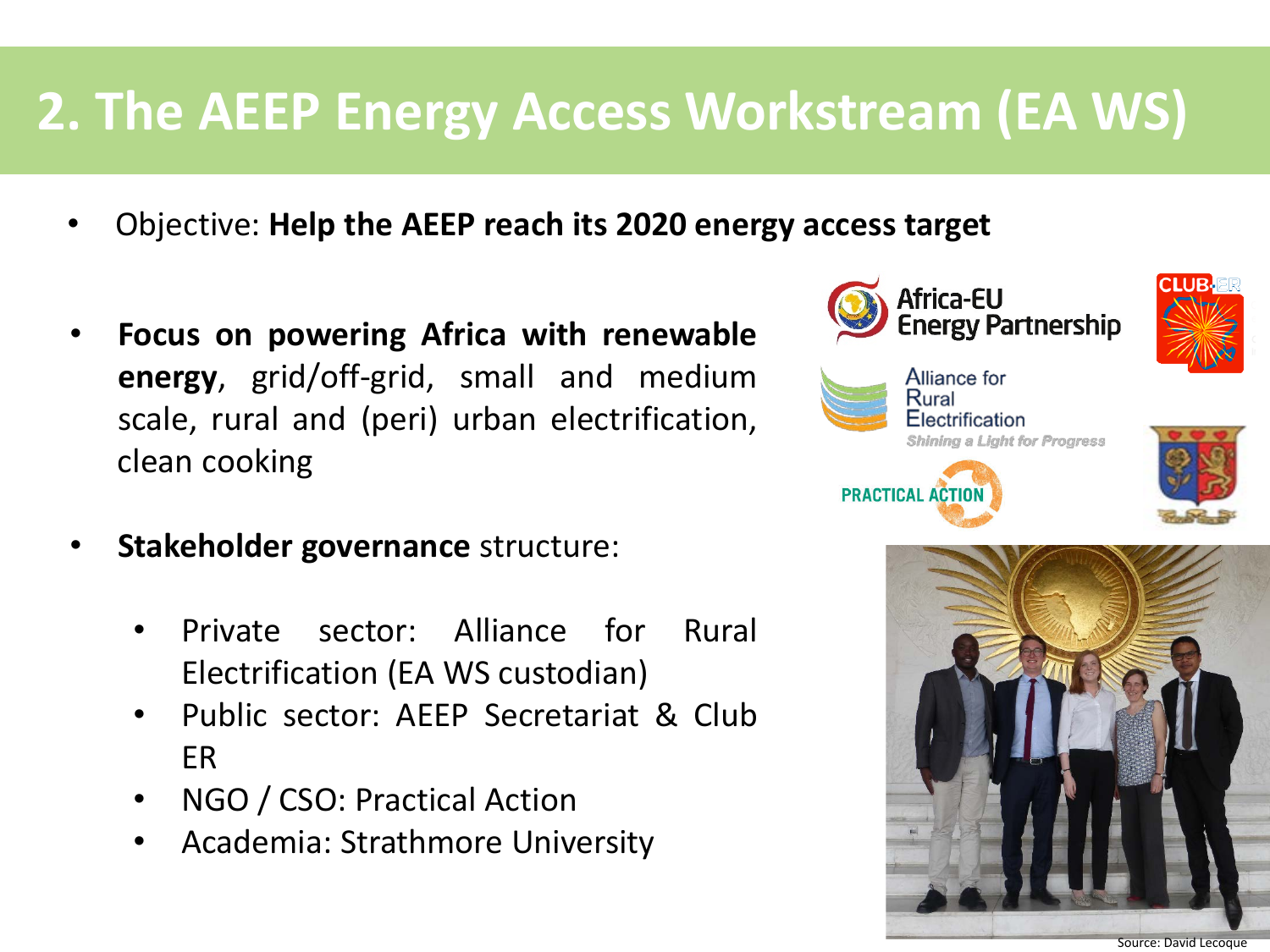# 2. The AEEP Energy Access Workstream (EA WS)

- Objective: **Help the AEEP reach its 2020 energy access target**

- **Focus on powering Africa with renewable energy**, grid/off-grid, small and medium scale, rural and (peri) urban electrification, clean cooking

- **Stakeholder governance** structure:
  - Private sector: Alliance for Rural Electrification (EA WS custodian)
  - Public sector: AEEP Secretariat & Club ER
  - NGO / CSO: Practical Action
  - Academia: Strathmore University

Source: David Lecoque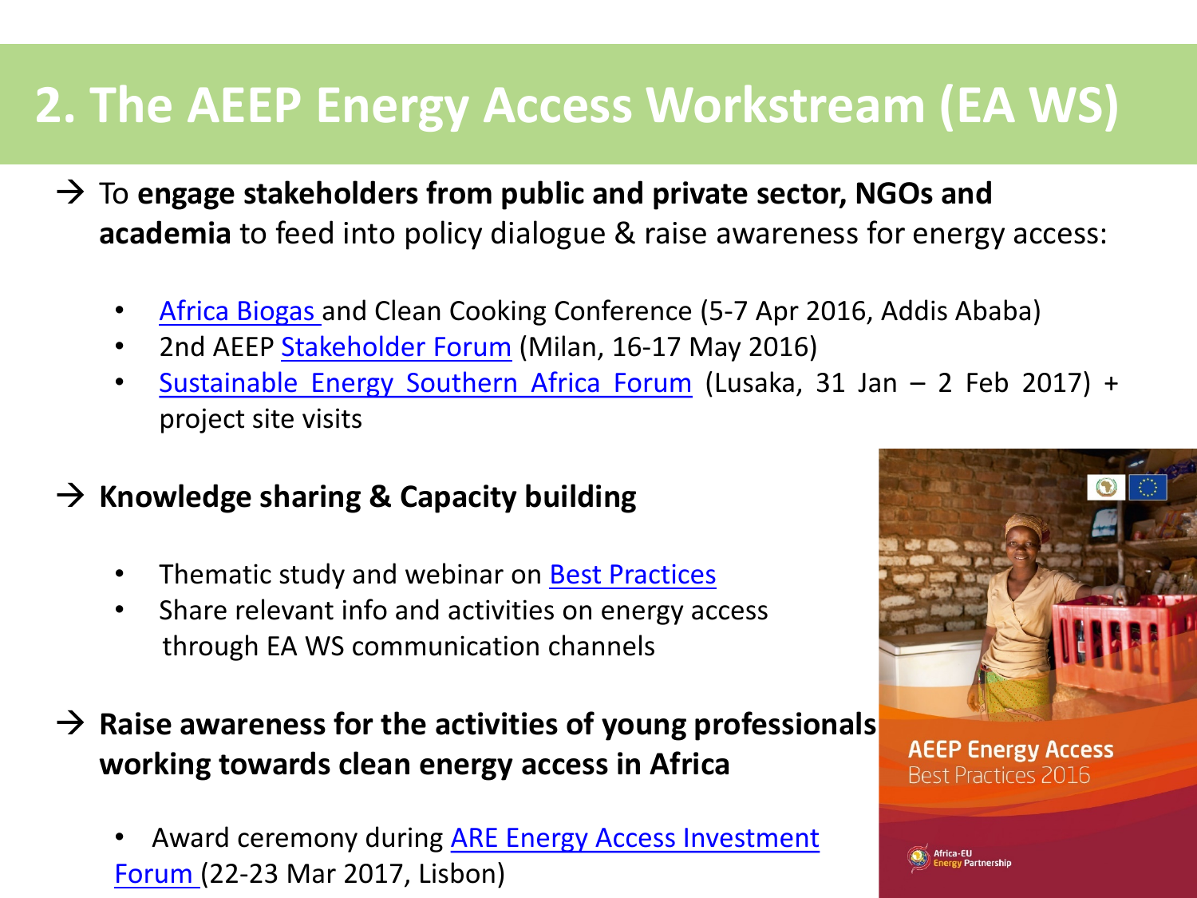# 2. The AEEP Energy Access Workstream (EA WS)

→ To **engage stakeholders from public and private sector, NGOs and academia** to feed into policy dialogue & raise awareness for energy access:

- Africa Biogas and Clean Cooking Conference (5-7 Apr 2016, Addis Ababa)
- 2nd AEEP Stakeholder Forum (Milan, 16-17 May 2016)
- Sustainable Energy Southern Africa Forum (Lusaka, 31 Jan – 2 Feb 2017) + project site visits

→ **Knowledge sharing & Capacity building**

- Thematic study and webinar on Best Practices
- Share relevant info and activities on energy access through EA WS communication channels

→ **Raise awareness for the activities of young professionals working towards clean energy access in Africa**

- Award ceremony during ARE Energy Access Investment Forum (22-23 Mar 2017, Lisbon)

AEEP Energy Access
Best Practices 2016

Africa-EU Energy Partnership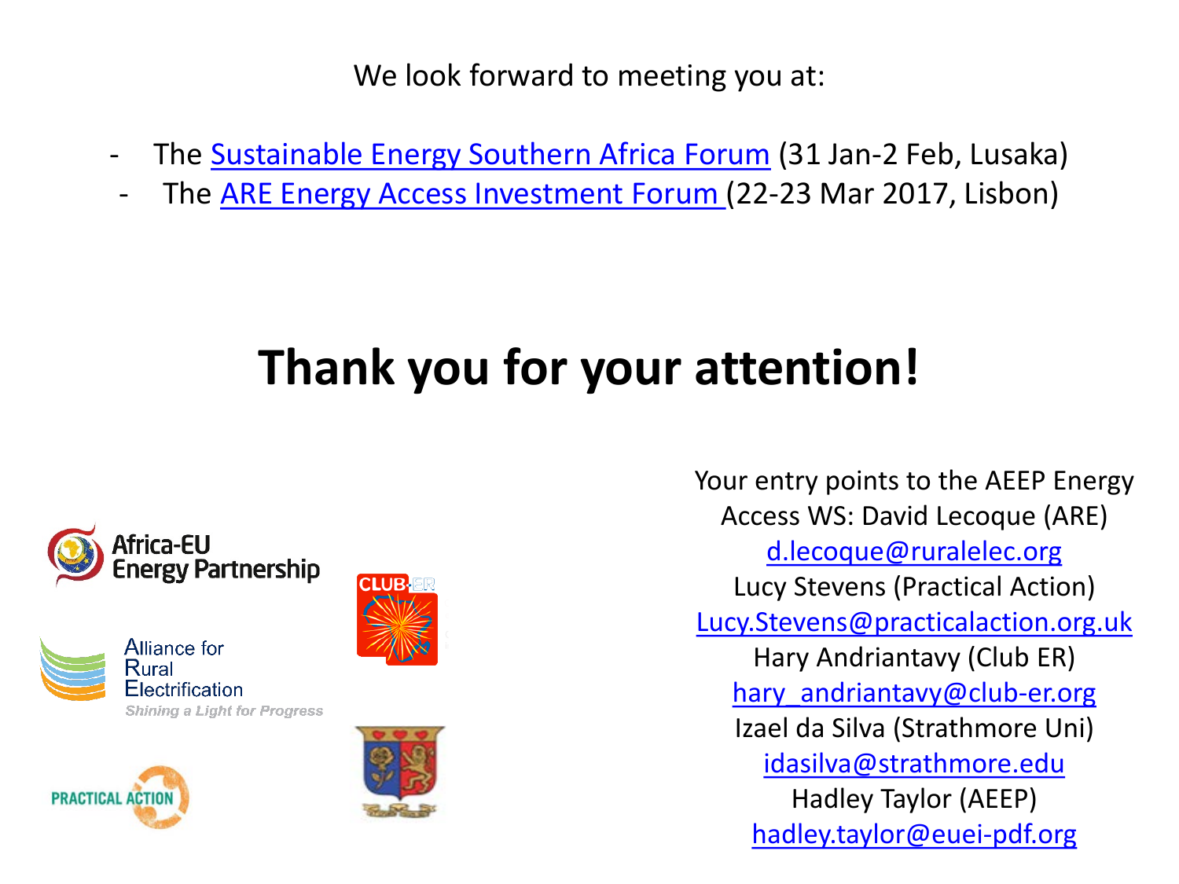We look forward to meeting you at:

- The Sustainable Energy Southern Africa Forum (31 Jan-2 Feb, Lusaka)
- The ARE Energy Access Investment Forum (22-23 Mar 2017, Lisbon)

# Thank you for your attention!

Africa-EU Energy Partnership

Alliance for Rural Electrification
*Shining a Light for Progress*

CLUB-ER

PRACTICAL ACTION

Your entry points to the AEEP Energy Access WS: David Lecoque (ARE)
d.lecoque@ruralelec.org
Lucy Stevens (Practical Action)
Lucy.Stevens@practicalaction.org.uk
Hary Andriantavy (Club ER)
hary_andriantavy@club-er.org
Izael da Silva (Strathmore Uni)
idasilva@strathmore.edu
Hadley Taylor (AEEP)
hadley.taylor@euei-pdf.org